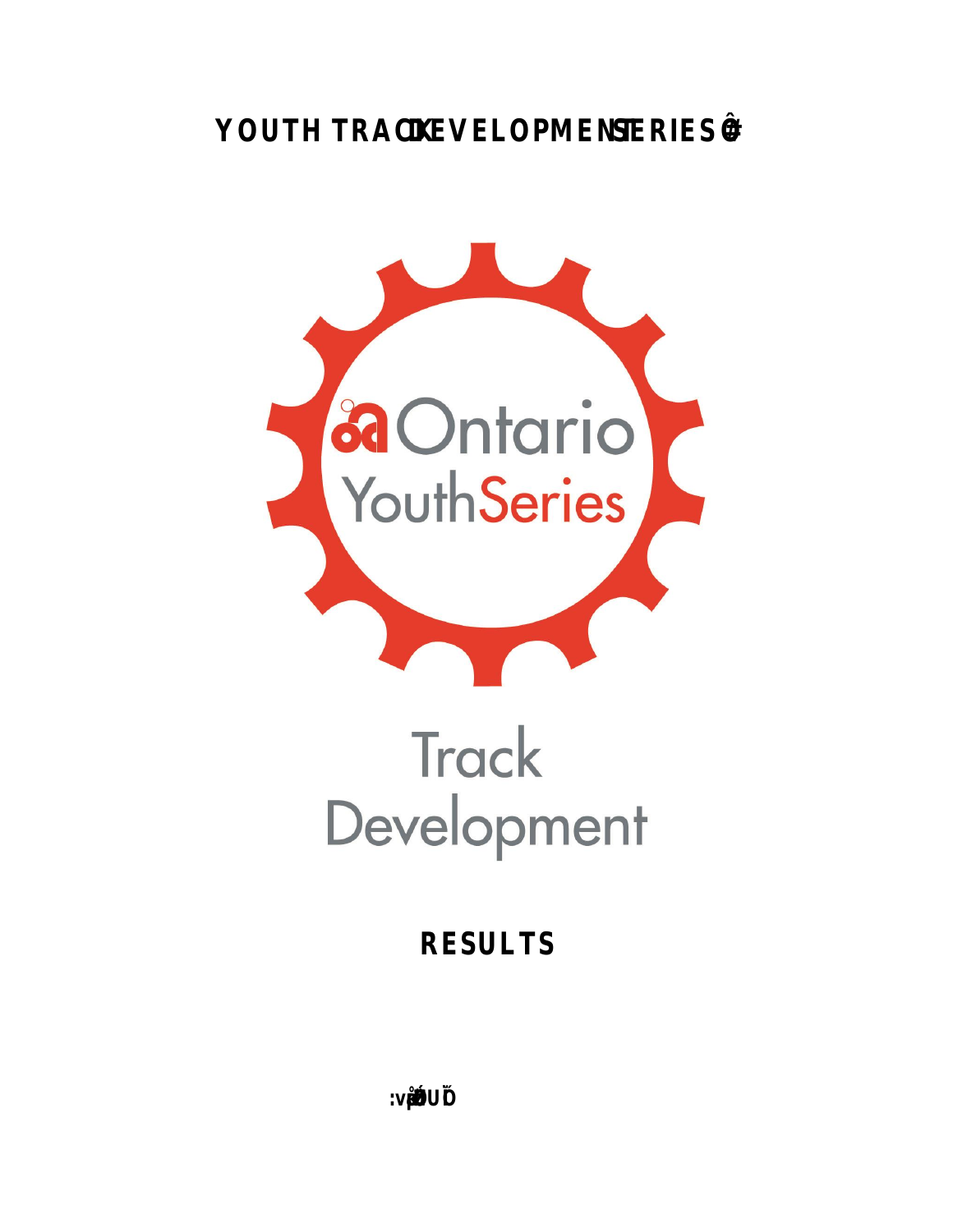# YOUTH TRACK DEVELOPMENT SERIES #

Ontario YouthSeries

Track Development

## RESULTS

:vpUŎ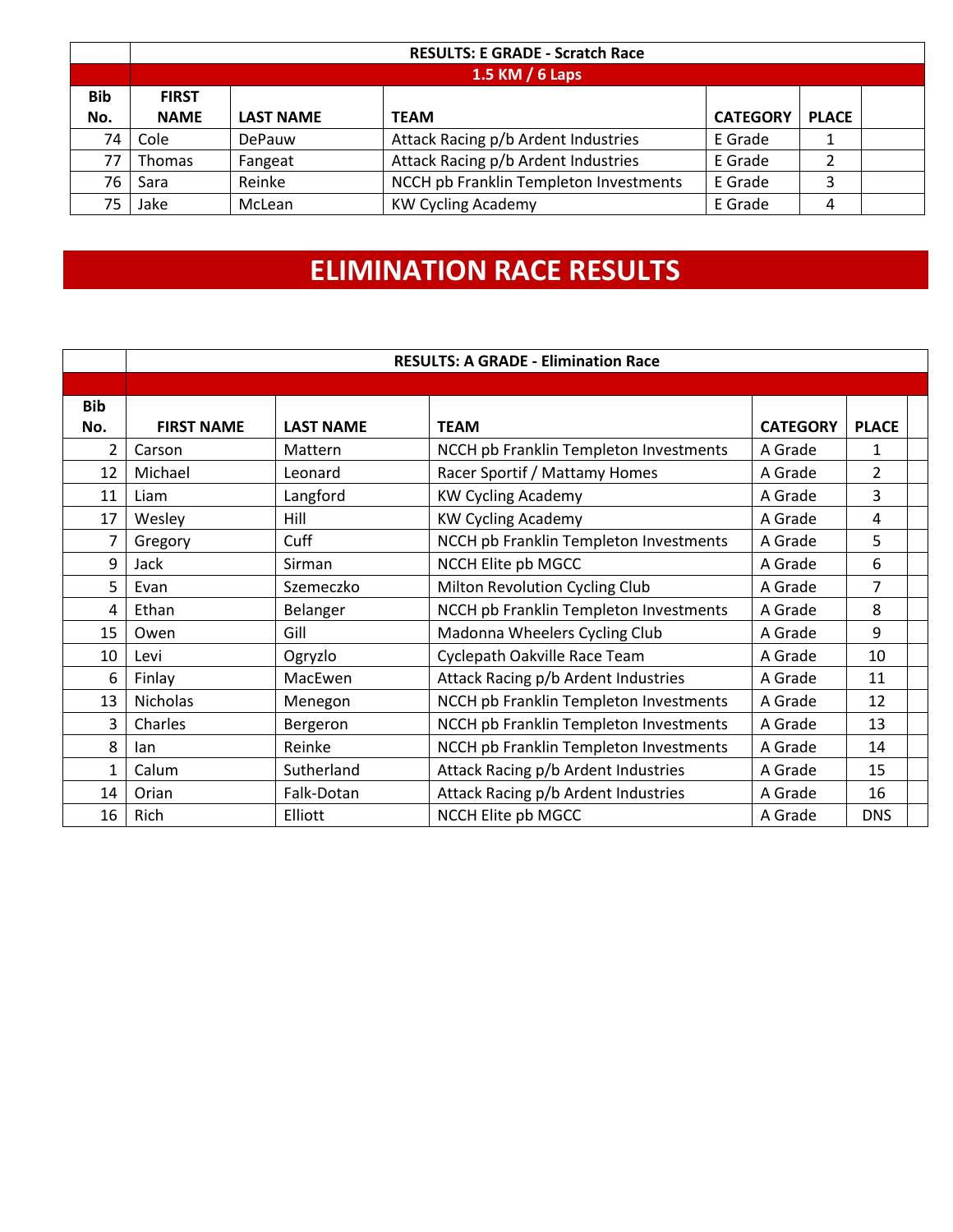| Bib No. | FIRST NAME | LAST NAME | TEAM | CATEGORY | PLACE | |
|---|---|---|---|---|---|---|
| | **RESULTS: E GRADE - Scratch Race** | | | | | |
| | **1.5 KM / 6 Laps** | | | | | |
| 74 | Cole | DePauw | Attack Racing p/b Ardent Industries | E Grade | 1 | |
| 77 | Thomas | Fangeat | Attack Racing p/b Ardent Industries | E Grade | 2 | |
| 76 | Sara | Reinke | NCCH pb Franklin Templeton Investments | E Grade | 3 | |
| 75 | Jake | McLean | KW Cycling Academy | E Grade | 4 | |

# ELIMINATION RACE RESULTS

| Bib No. | FIRST NAME | LAST NAME | TEAM | CATEGORY | PLACE | |
|---|---|---|---|---|---|---|
| | **RESULTS: A GRADE - Elimination Race** | | | | | |
| 2 | Carson | Mattern | NCCH pb Franklin Templeton Investments | A Grade | 1 | |
| 12 | Michael | Leonard | Racer Sportif / Mattamy Homes | A Grade | 2 | |
| 11 | Liam | Langford | KW Cycling Academy | A Grade | 3 | |
| 17 | Wesley | Hill | KW Cycling Academy | A Grade | 4 | |
| 7 | Gregory | Cuff | NCCH pb Franklin Templeton Investments | A Grade | 5 | |
| 9 | Jack | Sirman | NCCH Elite pb MGCC | A Grade | 6 | |
| 5 | Evan | Szemeczko | Milton Revolution Cycling Club | A Grade | 7 | |
| 4 | Ethan | Belanger | NCCH pb Franklin Templeton Investments | A Grade | 8 | |
| 15 | Owen | Gill | Madonna Wheelers Cycling Club | A Grade | 9 | |
| 10 | Levi | Ogryzlo | Cyclepath Oakville Race Team | A Grade | 10 | |
| 6 | Finlay | MacEwen | Attack Racing p/b Ardent Industries | A Grade | 11 | |
| 13 | Nicholas | Menegon | NCCH pb Franklin Templeton Investments | A Grade | 12 | |
| 3 | Charles | Bergeron | NCCH pb Franklin Templeton Investments | A Grade | 13 | |
| 8 | Ian | Reinke | NCCH pb Franklin Templeton Investments | A Grade | 14 | |
| 1 | Calum | Sutherland | Attack Racing p/b Ardent Industries | A Grade | 15 | |
| 14 | Orian | Falk-Dotan | Attack Racing p/b Ardent Industries | A Grade | 16 | |
| 16 | Rich | Elliott | NCCH Elite pb MGCC | A Grade | DNS | |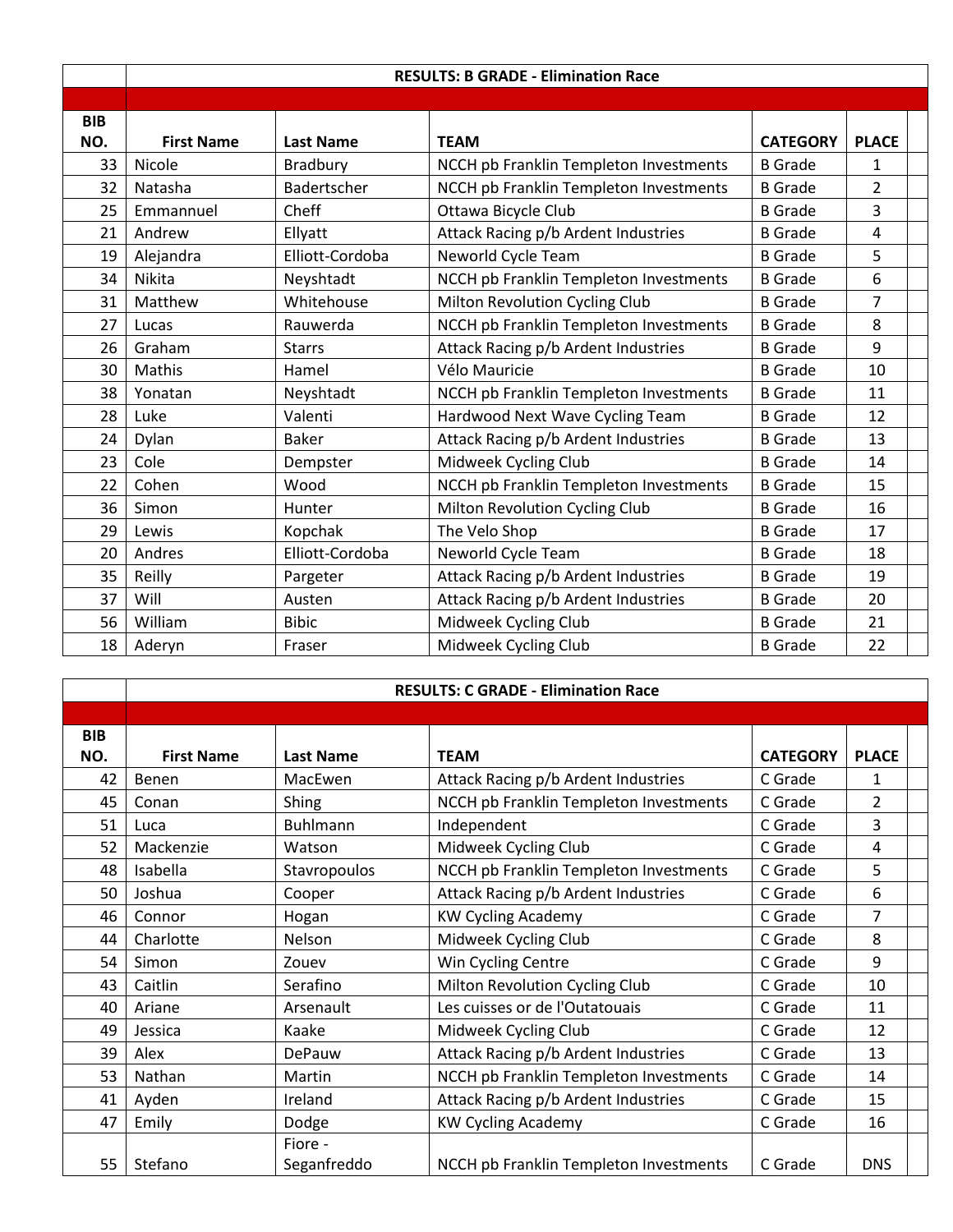## RESULTS: B GRADE - Elimination Race

| BIB NO. | First Name | Last Name | TEAM | CATEGORY | PLACE |
|---|---|---|---|---|---|
| 33 | Nicole | Bradbury | NCCH pb Franklin Templeton Investments | B Grade | 1 |
| 32 | Natasha | Badertscher | NCCH pb Franklin Templeton Investments | B Grade | 2 |
| 25 | Emmannuel | Cheff | Ottawa Bicycle Club | B Grade | 3 |
| 21 | Andrew | Ellyatt | Attack Racing p/b Ardent Industries | B Grade | 4 |
| 19 | Alejandra | Elliott-Cordoba | Neworld Cycle Team | B Grade | 5 |
| 34 | Nikita | Neyshtadt | NCCH pb Franklin Templeton Investments | B Grade | 6 |
| 31 | Matthew | Whitehouse | Milton Revolution Cycling Club | B Grade | 7 |
| 27 | Lucas | Rauwerda | NCCH pb Franklin Templeton Investments | B Grade | 8 |
| 26 | Graham | Starrs | Attack Racing p/b Ardent Industries | B Grade | 9 |
| 30 | Mathis | Hamel | Vélo Mauricie | B Grade | 10 |
| 38 | Yonatan | Neyshtadt | NCCH pb Franklin Templeton Investments | B Grade | 11 |
| 28 | Luke | Valenti | Hardwood Next Wave Cycling Team | B Grade | 12 |
| 24 | Dylan | Baker | Attack Racing p/b Ardent Industries | B Grade | 13 |
| 23 | Cole | Dempster | Midweek Cycling Club | B Grade | 14 |
| 22 | Cohen | Wood | NCCH pb Franklin Templeton Investments | B Grade | 15 |
| 36 | Simon | Hunter | Milton Revolution Cycling Club | B Grade | 16 |
| 29 | Lewis | Kopchak | The Velo Shop | B Grade | 17 |
| 20 | Andres | Elliott-Cordoba | Neworld Cycle Team | B Grade | 18 |
| 35 | Reilly | Pargeter | Attack Racing p/b Ardent Industries | B Grade | 19 |
| 37 | Will | Austen | Attack Racing p/b Ardent Industries | B Grade | 20 |
| 56 | William | Bibic | Midweek Cycling Club | B Grade | 21 |
| 18 | Aderyn | Fraser | Midweek Cycling Club | B Grade | 22 |

## RESULTS: C GRADE - Elimination Race

| BIB NO. | First Name | Last Name | TEAM | CATEGORY | PLACE |
|---|---|---|---|---|---|
| 42 | Benen | MacEwen | Attack Racing p/b Ardent Industries | C Grade | 1 |
| 45 | Conan | Shing | NCCH pb Franklin Templeton Investments | C Grade | 2 |
| 51 | Luca | Buhlmann | Independent | C Grade | 3 |
| 52 | Mackenzie | Watson | Midweek Cycling Club | C Grade | 4 |
| 48 | Isabella | Stavropoulos | NCCH pb Franklin Templeton Investments | C Grade | 5 |
| 50 | Joshua | Cooper | Attack Racing p/b Ardent Industries | C Grade | 6 |
| 46 | Connor | Hogan | KW Cycling Academy | C Grade | 7 |
| 44 | Charlotte | Nelson | Midweek Cycling Club | C Grade | 8 |
| 54 | Simon | Zouev | Win Cycling Centre | C Grade | 9 |
| 43 | Caitlin | Serafino | Milton Revolution Cycling Club | C Grade | 10 |
| 40 | Ariane | Arsenault | Les cuisses or de l'Outatouais | C Grade | 11 |
| 49 | Jessica | Kaake | Midweek Cycling Club | C Grade | 12 |
| 39 | Alex | DePauw | Attack Racing p/b Ardent Industries | C Grade | 13 |
| 53 | Nathan | Martin | NCCH pb Franklin Templeton Investments | C Grade | 14 |
| 41 | Ayden | Ireland | Attack Racing p/b Ardent Industries | C Grade | 15 |
| 47 | Emily | Dodge | KW Cycling Academy | C Grade | 16 |
| 55 | Stefano | Fiore - Seganfreddo | NCCH pb Franklin Templeton Investments | C Grade | DNS |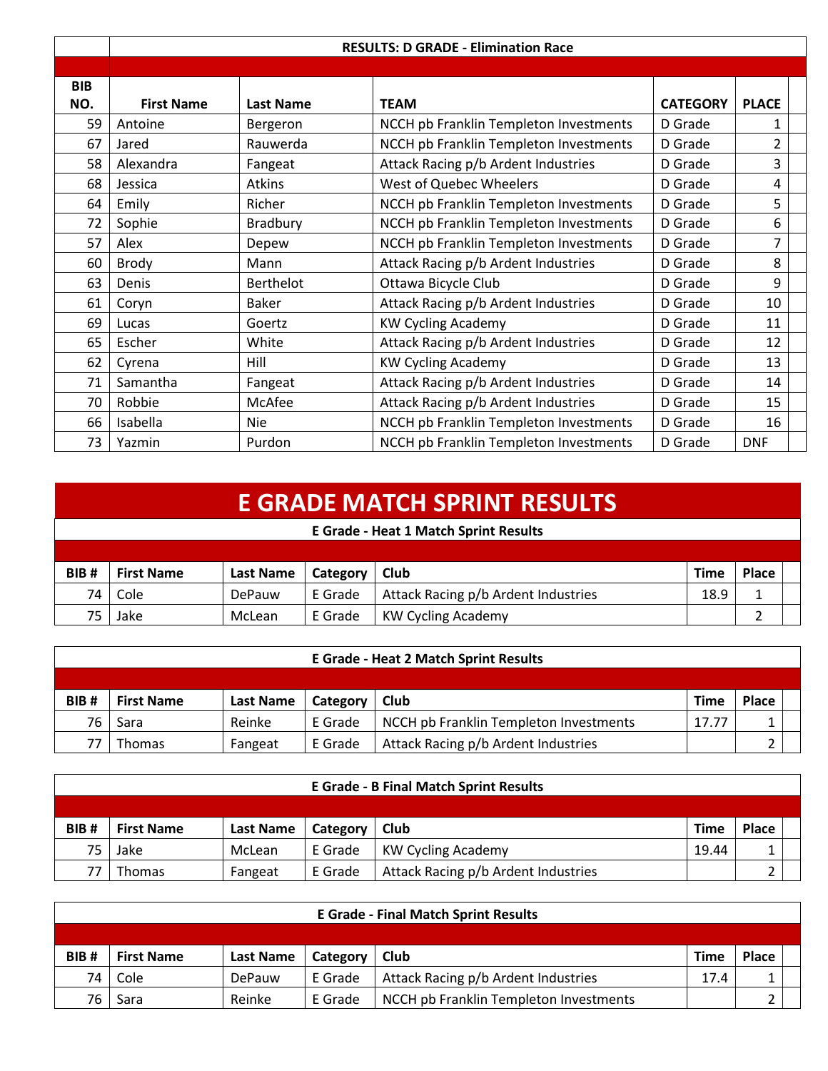| BIB NO. | RESULTS: D GRADE - Elimination Race | | | | |
|---|---|---|---|---|---|
| | First Name | Last Name | TEAM | CATEGORY | PLACE |
| 59 | Antoine | Bergeron | NCCH pb Franklin Templeton Investments | D Grade | 1 |
| 67 | Jared | Rauwerda | NCCH pb Franklin Templeton Investments | D Grade | 2 |
| 58 | Alexandra | Fangeat | Attack Racing p/b Ardent Industries | D Grade | 3 |
| 68 | Jessica | Atkins | West of Quebec Wheelers | D Grade | 4 |
| 64 | Emily | Richer | NCCH pb Franklin Templeton Investments | D Grade | 5 |
| 72 | Sophie | Bradbury | NCCH pb Franklin Templeton Investments | D Grade | 6 |
| 57 | Alex | Depew | NCCH pb Franklin Templeton Investments | D Grade | 7 |
| 60 | Brody | Mann | Attack Racing p/b Ardent Industries | D Grade | 8 |
| 63 | Denis | Berthelot | Ottawa Bicycle Club | D Grade | 9 |
| 61 | Coryn | Baker | Attack Racing p/b Ardent Industries | D Grade | 10 |
| 69 | Lucas | Goertz | KW Cycling Academy | D Grade | 11 |
| 65 | Escher | White | Attack Racing p/b Ardent Industries | D Grade | 12 |
| 62 | Cyrena | Hill | KW Cycling Academy | D Grade | 13 |
| 71 | Samantha | Fangeat | Attack Racing p/b Ardent Industries | D Grade | 14 |
| 70 | Robbie | McAfee | Attack Racing p/b Ardent Industries | D Grade | 15 |
| 66 | Isabella | Nie | NCCH pb Franklin Templeton Investments | D Grade | 16 |
| 73 | Yazmin | Purdon | NCCH pb Franklin Templeton Investments | D Grade | DNF |

# E GRADE MATCH SPRINT RESULTS

**E Grade - Heat 1 Match Sprint Results**

| BIB # | First Name | Last Name | Category | Club | Time | Place |
|---|---|---|---|---|---|---|
| 74 | Cole | DePauw | E Grade | Attack Racing p/b Ardent Industries | 18.9 | 1 |
| 75 | Jake | McLean | E Grade | KW Cycling Academy | | 2 |

**E Grade - Heat 2 Match Sprint Results**

| BIB # | First Name | Last Name | Category | Club | Time | Place |
|---|---|---|---|---|---|---|
| 76 | Sara | Reinke | E Grade | NCCH pb Franklin Templeton Investments | 17.77 | 1 |
| 77 | Thomas | Fangeat | E Grade | Attack Racing p/b Ardent Industries | | 2 |

**E Grade - B Final Match Sprint Results**

| BIB # | First Name | Last Name | Category | Club | Time | Place |
|---|---|---|---|---|---|---|
| 75 | Jake | McLean | E Grade | KW Cycling Academy | 19.44 | 1 |
| 77 | Thomas | Fangeat | E Grade | Attack Racing p/b Ardent Industries | | 2 |

**E Grade - Final Match Sprint Results**

| BIB # | First Name | Last Name | Category | Club | Time | Place |
|---|---|---|---|---|---|---|
| 74 | Cole | DePauw | E Grade | Attack Racing p/b Ardent Industries | 17.4 | 1 |
| 76 | Sara | Reinke | E Grade | NCCH pb Franklin Templeton Investments | | 2 |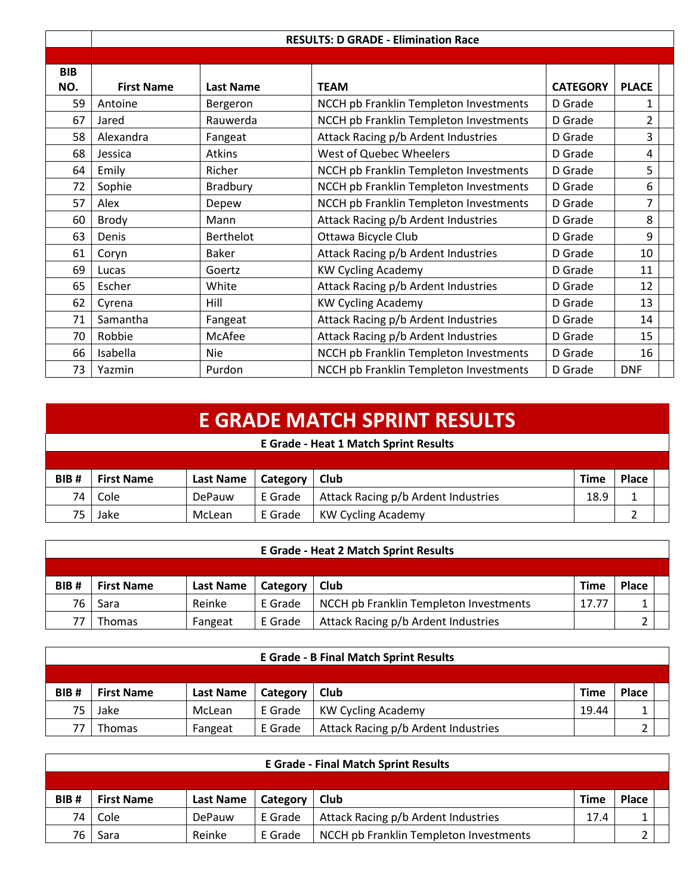| | RESULTS: D GRADE - Elimination Race | | | | |
|---|---|---|---|---|---|
| **BIB NO.** | **First Name** | **Last Name** | **TEAM** | **CATEGORY** | **PLACE** |
| 59 | Antoine | Bergeron | NCCH pb Franklin Templeton Investments | D Grade | 1 |
| 67 | Jared | Rauwerda | NCCH pb Franklin Templeton Investments | D Grade | 2 |
| 58 | Alexandra | Fangeat | Attack Racing p/b Ardent Industries | D Grade | 3 |
| 68 | Jessica | Atkins | West of Quebec Wheelers | D Grade | 4 |
| 64 | Emily | Richer | NCCH pb Franklin Templeton Investments | D Grade | 5 |
| 72 | Sophie | Bradbury | NCCH pb Franklin Templeton Investments | D Grade | 6 |
| 57 | Alex | Depew | NCCH pb Franklin Templeton Investments | D Grade | 7 |
| 60 | Brody | Mann | Attack Racing p/b Ardent Industries | D Grade | 8 |
| 63 | Denis | Berthelot | Ottawa Bicycle Club | D Grade | 9 |
| 61 | Coryn | Baker | Attack Racing p/b Ardent Industries | D Grade | 10 |
| 69 | Lucas | Goertz | KW Cycling Academy | D Grade | 11 |
| 65 | Escher | White | Attack Racing p/b Ardent Industries | D Grade | 12 |
| 62 | Cyrena | Hill | KW Cycling Academy | D Grade | 13 |
| 71 | Samantha | Fangeat | Attack Racing p/b Ardent Industries | D Grade | 14 |
| 70 | Robbie | McAfee | Attack Racing p/b Ardent Industries | D Grade | 15 |
| 66 | Isabella | Nie | NCCH pb Franklin Templeton Investments | D Grade | 16 |
| 73 | Yazmin | Purdon | NCCH pb Franklin Templeton Investments | D Grade | DNF |

# E GRADE MATCH SPRINT RESULTS

**E Grade - Heat 1 Match Sprint Results**

| BIB # | First Name | Last Name | Category | Club | Time | Place |
|---|---|---|---|---|---|---|
| 74 | Cole | DePauw | E Grade | Attack Racing p/b Ardent Industries | 18.9 | 1 |
| 75 | Jake | McLean | E Grade | KW Cycling Academy | | 2 |

**E Grade - Heat 2 Match Sprint Results**

| BIB # | First Name | Last Name | Category | Club | Time | Place |
|---|---|---|---|---|---|---|
| 76 | Sara | Reinke | E Grade | NCCH pb Franklin Templeton Investments | 17.77 | 1 |
| 77 | Thomas | Fangeat | E Grade | Attack Racing p/b Ardent Industries | | 2 |

**E Grade - B Final Match Sprint Results**

| BIB # | First Name | Last Name | Category | Club | Time | Place |
|---|---|---|---|---|---|---|
| 75 | Jake | McLean | E Grade | KW Cycling Academy | 19.44 | 1 |
| 77 | Thomas | Fangeat | E Grade | Attack Racing p/b Ardent Industries | | 2 |

**E Grade - Final Match Sprint Results**

| BIB # | First Name | Last Name | Category | Club | Time | Place |
|---|---|---|---|---|---|---|
| 74 | Cole | DePauw | E Grade | Attack Racing p/b Ardent Industries | 17.4 | 1 |
| 76 | Sara | Reinke | E Grade | NCCH pb Franklin Templeton Investments | | 2 |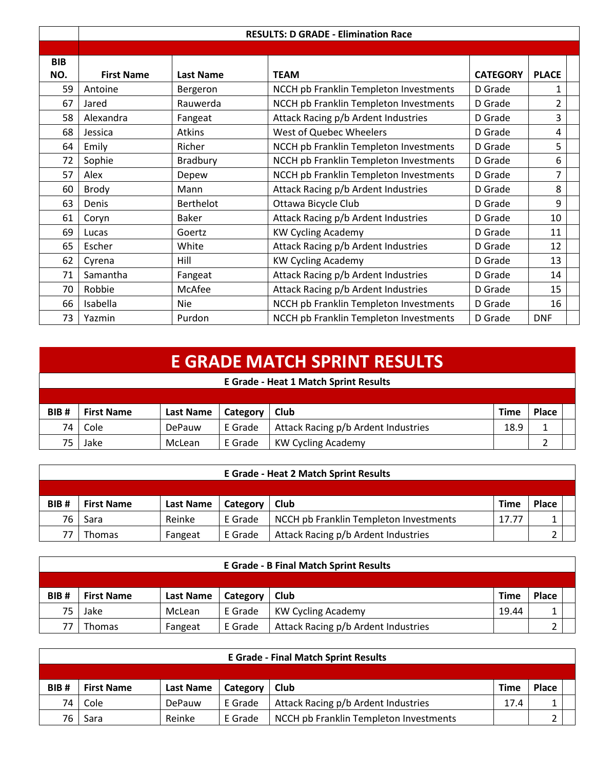| BIB NO. | First Name | Last Name | TEAM | CATEGORY | PLACE |
|---|---|---|---|---|---|
| | | | **RESULTS: D GRADE - Elimination Race** | | |
| 59 | Antoine | Bergeron | NCCH pb Franklin Templeton Investments | D Grade | 1 |
| 67 | Jared | Rauwerda | NCCH pb Franklin Templeton Investments | D Grade | 2 |
| 58 | Alexandra | Fangeat | Attack Racing p/b Ardent Industries | D Grade | 3 |
| 68 | Jessica | Atkins | West of Quebec Wheelers | D Grade | 4 |
| 64 | Emily | Richer | NCCH pb Franklin Templeton Investments | D Grade | 5 |
| 72 | Sophie | Bradbury | NCCH pb Franklin Templeton Investments | D Grade | 6 |
| 57 | Alex | Depew | NCCH pb Franklin Templeton Investments | D Grade | 7 |
| 60 | Brody | Mann | Attack Racing p/b Ardent Industries | D Grade | 8 |
| 63 | Denis | Berthelot | Ottawa Bicycle Club | D Grade | 9 |
| 61 | Coryn | Baker | Attack Racing p/b Ardent Industries | D Grade | 10 |
| 69 | Lucas | Goertz | KW Cycling Academy | D Grade | 11 |
| 65 | Escher | White | Attack Racing p/b Ardent Industries | D Grade | 12 |
| 62 | Cyrena | Hill | KW Cycling Academy | D Grade | 13 |
| 71 | Samantha | Fangeat | Attack Racing p/b Ardent Industries | D Grade | 14 |
| 70 | Robbie | McAfee | Attack Racing p/b Ardent Industries | D Grade | 15 |
| 66 | Isabella | Nie | NCCH pb Franklin Templeton Investments | D Grade | 16 |
| 73 | Yazmin | Purdon | NCCH pb Franklin Templeton Investments | D Grade | DNF |

# E GRADE MATCH SPRINT RESULTS

**E Grade - Heat 1 Match Sprint Results**

| BIB # | First Name | Last Name | Category | Club | Time | Place |
|---|---|---|---|---|---|---|
| 74 | Cole | DePauw | E Grade | Attack Racing p/b Ardent Industries | 18.9 | 1 |
| 75 | Jake | McLean | E Grade | KW Cycling Academy | | 2 |

**E Grade - Heat 2 Match Sprint Results**

| BIB # | First Name | Last Name | Category | Club | Time | Place |
|---|---|---|---|---|---|---|
| 76 | Sara | Reinke | E Grade | NCCH pb Franklin Templeton Investments | 17.77 | 1 |
| 77 | Thomas | Fangeat | E Grade | Attack Racing p/b Ardent Industries | | 2 |

**E Grade - B Final Match Sprint Results**

| BIB # | First Name | Last Name | Category | Club | Time | Place |
|---|---|---|---|---|---|---|
| 75 | Jake | McLean | E Grade | KW Cycling Academy | 19.44 | 1 |
| 77 | Thomas | Fangeat | E Grade | Attack Racing p/b Ardent Industries | | 2 |

**E Grade - Final Match Sprint Results**

| BIB # | First Name | Last Name | Category | Club | Time | Place |
|---|---|---|---|---|---|---|
| 74 | Cole | DePauw | E Grade | Attack Racing p/b Ardent Industries | 17.4 | 1 |
| 76 | Sara | Reinke | E Grade | NCCH pb Franklin Templeton Investments | | 2 |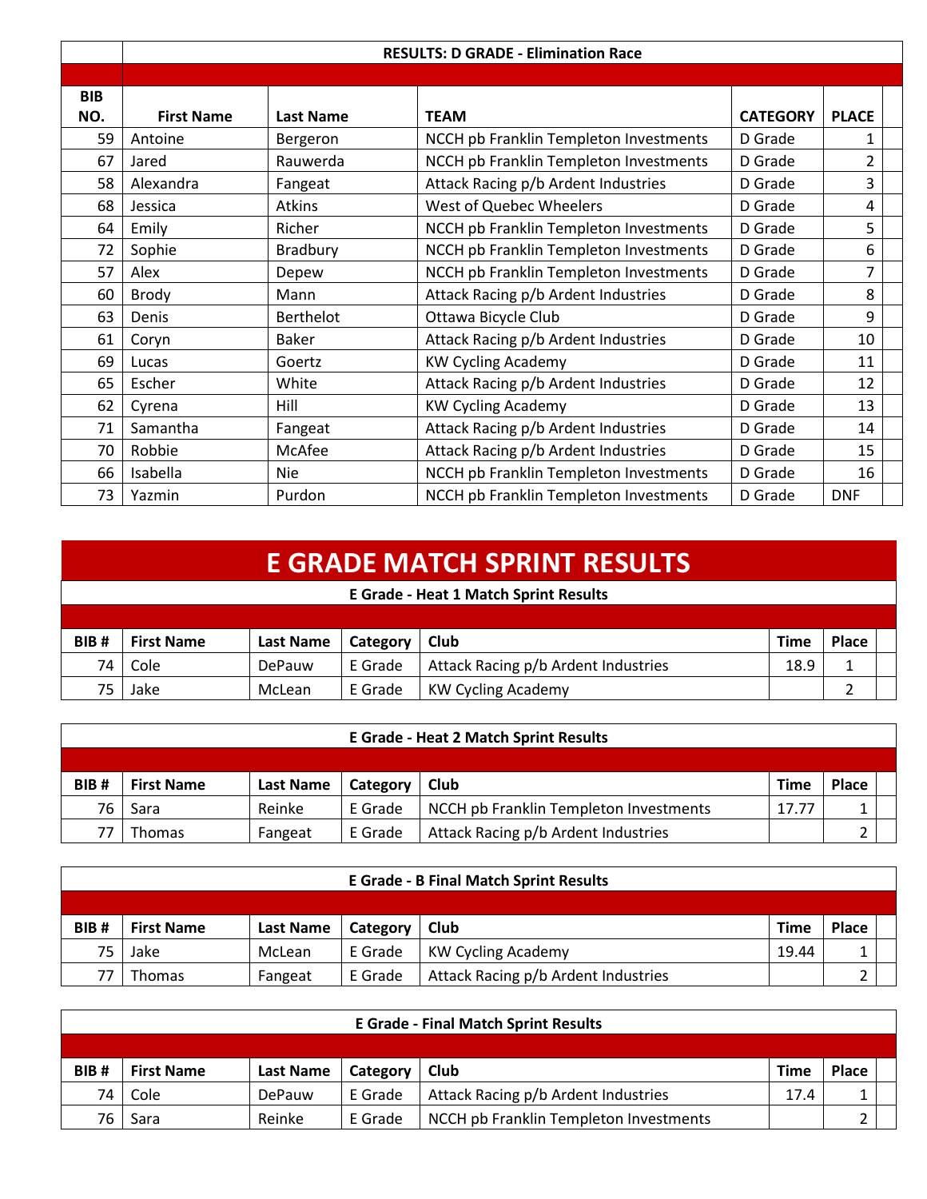## RESULTS: D GRADE - Elimination Race

| BIB NO. | First Name | Last Name | TEAM | CATEGORY | PLACE |
|---|---|---|---|---|---|
| 59 | Antoine | Bergeron | NCCH pb Franklin Templeton Investments | D Grade | 1 |
| 67 | Jared | Rauwerda | NCCH pb Franklin Templeton Investments | D Grade | 2 |
| 58 | Alexandra | Fangeat | Attack Racing p/b Ardent Industries | D Grade | 3 |
| 68 | Jessica | Atkins | West of Quebec Wheelers | D Grade | 4 |
| 64 | Emily | Richer | NCCH pb Franklin Templeton Investments | D Grade | 5 |
| 72 | Sophie | Bradbury | NCCH pb Franklin Templeton Investments | D Grade | 6 |
| 57 | Alex | Depew | NCCH pb Franklin Templeton Investments | D Grade | 7 |
| 60 | Brody | Mann | Attack Racing p/b Ardent Industries | D Grade | 8 |
| 63 | Denis | Berthelot | Ottawa Bicycle Club | D Grade | 9 |
| 61 | Coryn | Baker | Attack Racing p/b Ardent Industries | D Grade | 10 |
| 69 | Lucas | Goertz | KW Cycling Academy | D Grade | 11 |
| 65 | Escher | White | Attack Racing p/b Ardent Industries | D Grade | 12 |
| 62 | Cyrena | Hill | KW Cycling Academy | D Grade | 13 |
| 71 | Samantha | Fangeat | Attack Racing p/b Ardent Industries | D Grade | 14 |
| 70 | Robbie | McAfee | Attack Racing p/b Ardent Industries | D Grade | 15 |
| 66 | Isabella | Nie | NCCH pb Franklin Templeton Investments | D Grade | 16 |
| 73 | Yazmin | Purdon | NCCH pb Franklin Templeton Investments | D Grade | DNF |

# E GRADE MATCH SPRINT RESULTS

### E Grade - Heat 1 Match Sprint Results

| BIB # | First Name | Last Name | Category | Club | Time | Place |
|---|---|---|---|---|---|---|
| 74 | Cole | DePauw | E Grade | Attack Racing p/b Ardent Industries | 18.9 | 1 |
| 75 | Jake | McLean | E Grade | KW Cycling Academy | | 2 |

### E Grade - Heat 2 Match Sprint Results

| BIB # | First Name | Last Name | Category | Club | Time | Place |
|---|---|---|---|---|---|---|
| 76 | Sara | Reinke | E Grade | NCCH pb Franklin Templeton Investments | 17.77 | 1 |
| 77 | Thomas | Fangeat | E Grade | Attack Racing p/b Ardent Industries | | 2 |

### E Grade - B Final Match Sprint Results

| BIB # | First Name | Last Name | Category | Club | Time | Place |
|---|---|---|---|---|---|---|
| 75 | Jake | McLean | E Grade | KW Cycling Academy | 19.44 | 1 |
| 77 | Thomas | Fangeat | E Grade | Attack Racing p/b Ardent Industries | | 2 |

### E Grade - Final Match Sprint Results

| BIB # | First Name | Last Name | Category | Club | Time | Place |
|---|---|---|---|---|---|---|
| 74 | Cole | DePauw | E Grade | Attack Racing p/b Ardent Industries | 17.4 | 1 |
| 76 | Sara | Reinke | E Grade | NCCH pb Franklin Templeton Investments | | 2 |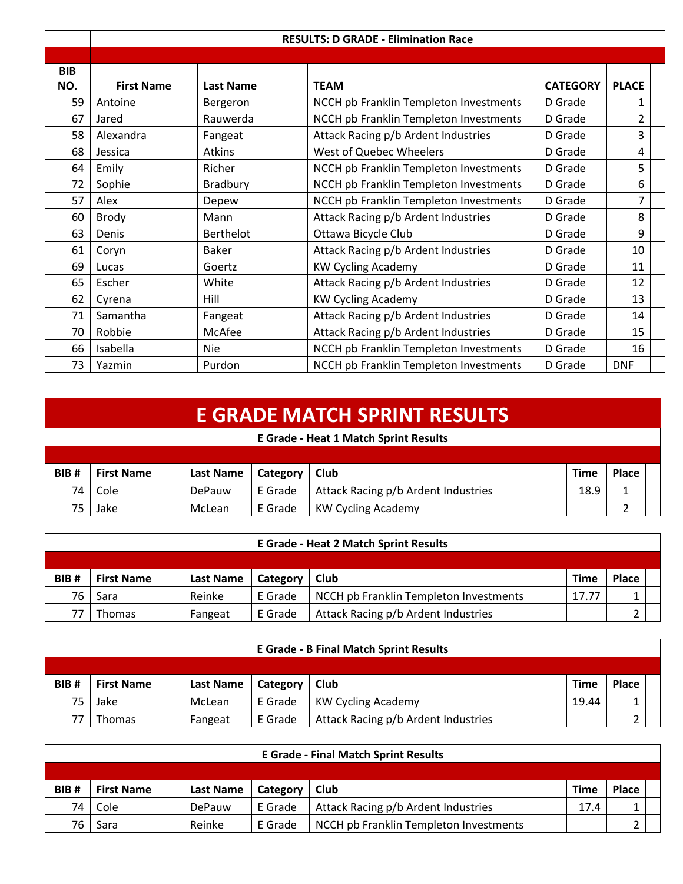### RESULTS: D GRADE - Elimination Race

| BIB NO. | First Name | Last Name | TEAM | CATEGORY | PLACE |
|---|---|---|---|---|---|
| 59 | Antoine | Bergeron | NCCH pb Franklin Templeton Investments | D Grade | 1 |
| 67 | Jared | Rauwerda | NCCH pb Franklin Templeton Investments | D Grade | 2 |
| 58 | Alexandra | Fangeat | Attack Racing p/b Ardent Industries | D Grade | 3 |
| 68 | Jessica | Atkins | West of Quebec Wheelers | D Grade | 4 |
| 64 | Emily | Richer | NCCH pb Franklin Templeton Investments | D Grade | 5 |
| 72 | Sophie | Bradbury | NCCH pb Franklin Templeton Investments | D Grade | 6 |
| 57 | Alex | Depew | NCCH pb Franklin Templeton Investments | D Grade | 7 |
| 60 | Brody | Mann | Attack Racing p/b Ardent Industries | D Grade | 8 |
| 63 | Denis | Berthelot | Ottawa Bicycle Club | D Grade | 9 |
| 61 | Coryn | Baker | Attack Racing p/b Ardent Industries | D Grade | 10 |
| 69 | Lucas | Goertz | KW Cycling Academy | D Grade | 11 |
| 65 | Escher | White | Attack Racing p/b Ardent Industries | D Grade | 12 |
| 62 | Cyrena | Hill | KW Cycling Academy | D Grade | 13 |
| 71 | Samantha | Fangeat | Attack Racing p/b Ardent Industries | D Grade | 14 |
| 70 | Robbie | McAfee | Attack Racing p/b Ardent Industries | D Grade | 15 |
| 66 | Isabella | Nie | NCCH pb Franklin Templeton Investments | D Grade | 16 |
| 73 | Yazmin | Purdon | NCCH pb Franklin Templeton Investments | D Grade | DNF |

# E GRADE MATCH SPRINT RESULTS

### E Grade - Heat 1 Match Sprint Results

| BIB # | First Name | Last Name | Category | Club | Time | Place |
|---|---|---|---|---|---|---|
| 74 | Cole | DePauw | E Grade | Attack Racing p/b Ardent Industries | 18.9 | 1 |
| 75 | Jake | McLean | E Grade | KW Cycling Academy | | 2 |

### E Grade - Heat 2 Match Sprint Results

| BIB # | First Name | Last Name | Category | Club | Time | Place |
|---|---|---|---|---|---|---|
| 76 | Sara | Reinke | E Grade | NCCH pb Franklin Templeton Investments | 17.77 | 1 |
| 77 | Thomas | Fangeat | E Grade | Attack Racing p/b Ardent Industries | | 2 |

### E Grade - B Final Match Sprint Results

| BIB # | First Name | Last Name | Category | Club | Time | Place |
|---|---|---|---|---|---|---|
| 75 | Jake | McLean | E Grade | KW Cycling Academy | 19.44 | 1 |
| 77 | Thomas | Fangeat | E Grade | Attack Racing p/b Ardent Industries | | 2 |

### E Grade - Final Match Sprint Results

| BIB # | First Name | Last Name | Category | Club | Time | Place |
|---|---|---|---|---|---|---|
| 74 | Cole | DePauw | E Grade | Attack Racing p/b Ardent Industries | 17.4 | 1 |
| 76 | Sara | Reinke | E Grade | NCCH pb Franklin Templeton Investments | | 2 |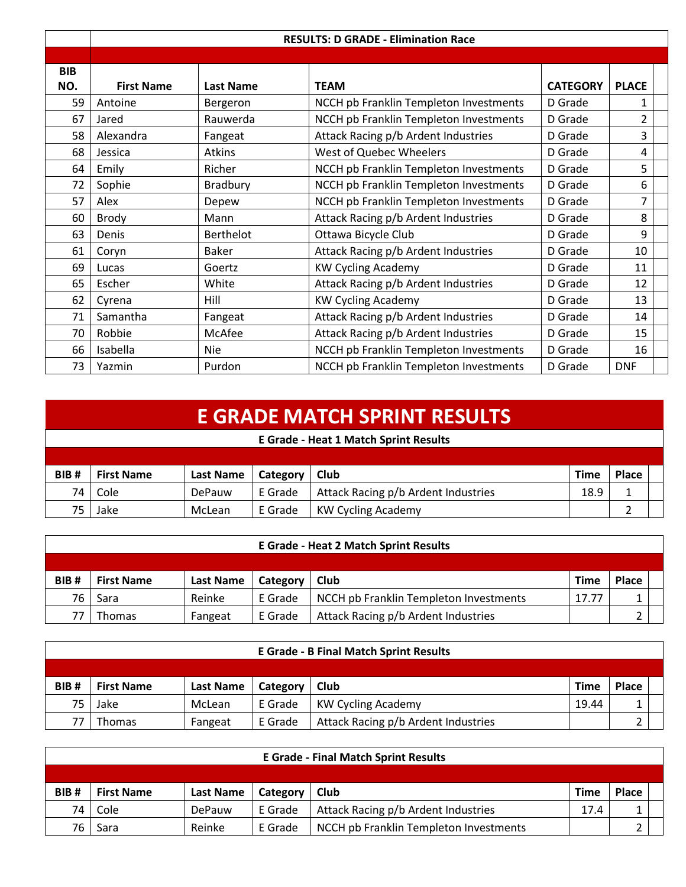| BIB NO. | First Name | Last Name | TEAM | CATEGORY | PLACE |
|---|---|---|---|---|---|
| | **RESULTS: D GRADE - Elimination Race** | | | | |
| 59 | Antoine | Bergeron | NCCH pb Franklin Templeton Investments | D Grade | 1 |
| 67 | Jared | Rauwerda | NCCH pb Franklin Templeton Investments | D Grade | 2 |
| 58 | Alexandra | Fangeat | Attack Racing p/b Ardent Industries | D Grade | 3 |
| 68 | Jessica | Atkins | West of Quebec Wheelers | D Grade | 4 |
| 64 | Emily | Richer | NCCH pb Franklin Templeton Investments | D Grade | 5 |
| 72 | Sophie | Bradbury | NCCH pb Franklin Templeton Investments | D Grade | 6 |
| 57 | Alex | Depew | NCCH pb Franklin Templeton Investments | D Grade | 7 |
| 60 | Brody | Mann | Attack Racing p/b Ardent Industries | D Grade | 8 |
| 63 | Denis | Berthelot | Ottawa Bicycle Club | D Grade | 9 |
| 61 | Coryn | Baker | Attack Racing p/b Ardent Industries | D Grade | 10 |
| 69 | Lucas | Goertz | KW Cycling Academy | D Grade | 11 |
| 65 | Escher | White | Attack Racing p/b Ardent Industries | D Grade | 12 |
| 62 | Cyrena | Hill | KW Cycling Academy | D Grade | 13 |
| 71 | Samantha | Fangeat | Attack Racing p/b Ardent Industries | D Grade | 14 |
| 70 | Robbie | McAfee | Attack Racing p/b Ardent Industries | D Grade | 15 |
| 66 | Isabella | Nie | NCCH pb Franklin Templeton Investments | D Grade | 16 |
| 73 | Yazmin | Purdon | NCCH pb Franklin Templeton Investments | D Grade | DNF |

# E GRADE MATCH SPRINT RESULTS

**E Grade - Heat 1 Match Sprint Results**

| BIB # | First Name | Last Name | Category | Club | Time | Place |
|---|---|---|---|---|---|---|
| 74 | Cole | DePauw | E Grade | Attack Racing p/b Ardent Industries | 18.9 | 1 |
| 75 | Jake | McLean | E Grade | KW Cycling Academy | | 2 |

**E Grade - Heat 2 Match Sprint Results**

| BIB # | First Name | Last Name | Category | Club | Time | Place |
|---|---|---|---|---|---|---|
| 76 | Sara | Reinke | E Grade | NCCH pb Franklin Templeton Investments | 17.77 | 1 |
| 77 | Thomas | Fangeat | E Grade | Attack Racing p/b Ardent Industries | | 2 |

**E Grade - B Final Match Sprint Results**

| BIB # | First Name | Last Name | Category | Club | Time | Place |
|---|---|---|---|---|---|---|
| 75 | Jake | McLean | E Grade | KW Cycling Academy | 19.44 | 1 |
| 77 | Thomas | Fangeat | E Grade | Attack Racing p/b Ardent Industries | | 2 |

**E Grade - Final Match Sprint Results**

| BIB # | First Name | Last Name | Category | Club | Time | Place |
|---|---|---|---|---|---|---|
| 74 | Cole | DePauw | E Grade | Attack Racing p/b Ardent Industries | 17.4 | 1 |
| 76 | Sara | Reinke | E Grade | NCCH pb Franklin Templeton Investments | | 2 |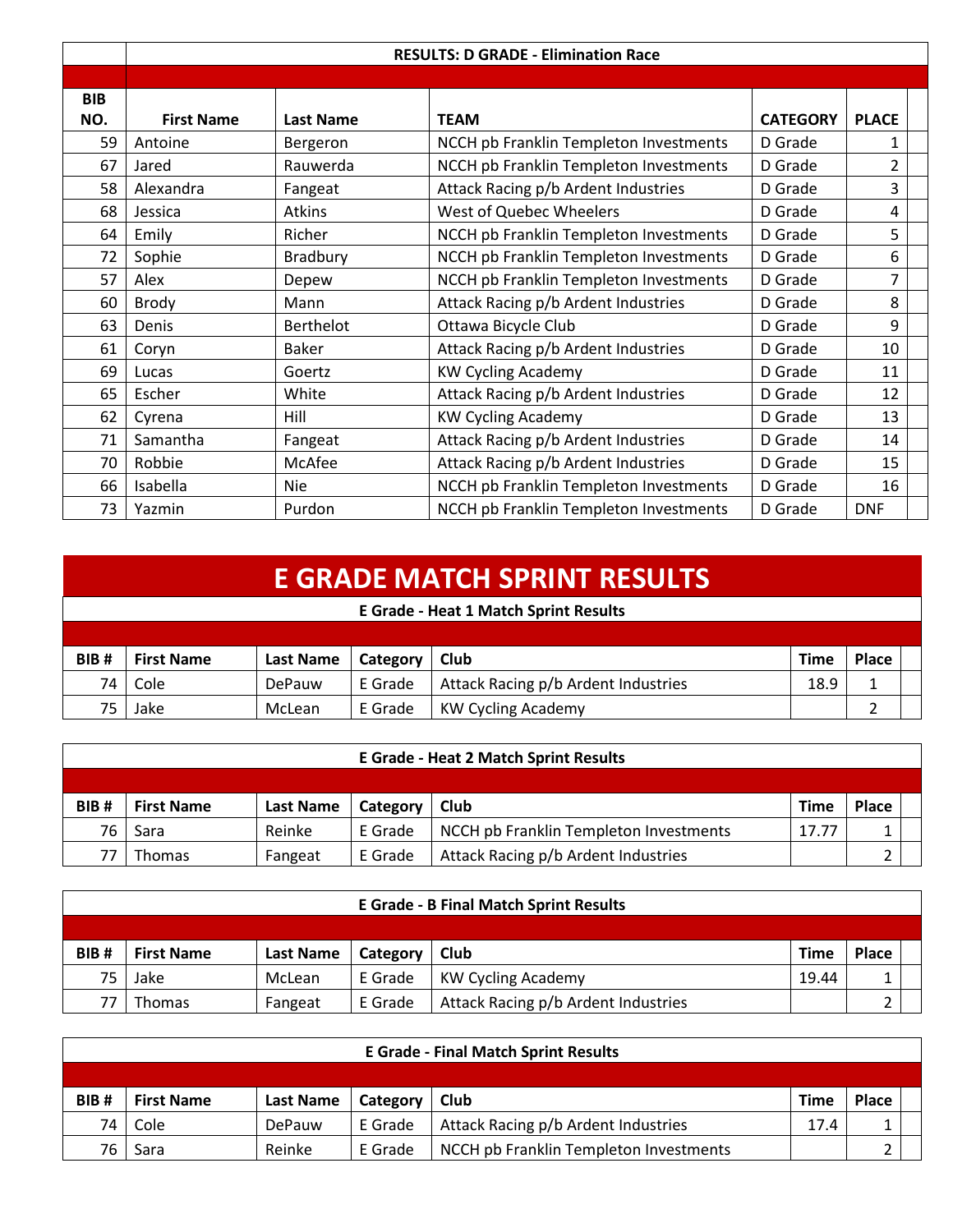**RESULTS: D GRADE - Elimination Race**

| BIB NO. | First Name | Last Name | TEAM | CATEGORY | PLACE |
|---|---|---|---|---|---|
| 59 | Antoine | Bergeron | NCCH pb Franklin Templeton Investments | D Grade | 1 |
| 67 | Jared | Rauwerda | NCCH pb Franklin Templeton Investments | D Grade | 2 |
| 58 | Alexandra | Fangeat | Attack Racing p/b Ardent Industries | D Grade | 3 |
| 68 | Jessica | Atkins | West of Quebec Wheelers | D Grade | 4 |
| 64 | Emily | Richer | NCCH pb Franklin Templeton Investments | D Grade | 5 |
| 72 | Sophie | Bradbury | NCCH pb Franklin Templeton Investments | D Grade | 6 |
| 57 | Alex | Depew | NCCH pb Franklin Templeton Investments | D Grade | 7 |
| 60 | Brody | Mann | Attack Racing p/b Ardent Industries | D Grade | 8 |
| 63 | Denis | Berthelot | Ottawa Bicycle Club | D Grade | 9 |
| 61 | Coryn | Baker | Attack Racing p/b Ardent Industries | D Grade | 10 |
| 69 | Lucas | Goertz | KW Cycling Academy | D Grade | 11 |
| 65 | Escher | White | Attack Racing p/b Ardent Industries | D Grade | 12 |
| 62 | Cyrena | Hill | KW Cycling Academy | D Grade | 13 |
| 71 | Samantha | Fangeat | Attack Racing p/b Ardent Industries | D Grade | 14 |
| 70 | Robbie | McAfee | Attack Racing p/b Ardent Industries | D Grade | 15 |
| 66 | Isabella | Nie | NCCH pb Franklin Templeton Investments | D Grade | 16 |
| 73 | Yazmin | Purdon | NCCH pb Franklin Templeton Investments | D Grade | DNF |

# E GRADE MATCH SPRINT RESULTS

**E Grade - Heat 1 Match Sprint Results**

| BIB # | First Name | Last Name | Category | Club | Time | Place |
|---|---|---|---|---|---|---|
| 74 | Cole | DePauw | E Grade | Attack Racing p/b Ardent Industries | 18.9 | 1 |
| 75 | Jake | McLean | E Grade | KW Cycling Academy | | 2 |

**E Grade - Heat 2 Match Sprint Results**

| BIB # | First Name | Last Name | Category | Club | Time | Place |
|---|---|---|---|---|---|---|
| 76 | Sara | Reinke | E Grade | NCCH pb Franklin Templeton Investments | 17.77 | 1 |
| 77 | Thomas | Fangeat | E Grade | Attack Racing p/b Ardent Industries | | 2 |

**E Grade - B Final Match Sprint Results**

| BIB # | First Name | Last Name | Category | Club | Time | Place |
|---|---|---|---|---|---|---|
| 75 | Jake | McLean | E Grade | KW Cycling Academy | 19.44 | 1 |
| 77 | Thomas | Fangeat | E Grade | Attack Racing p/b Ardent Industries | | 2 |

**E Grade - Final Match Sprint Results**

| BIB # | First Name | Last Name | Category | Club | Time | Place |
|---|---|---|---|---|---|---|
| 74 | Cole | DePauw | E Grade | Attack Racing p/b Ardent Industries | 17.4 | 1 |
| 76 | Sara | Reinke | E Grade | NCCH pb Franklin Templeton Investments | | 2 |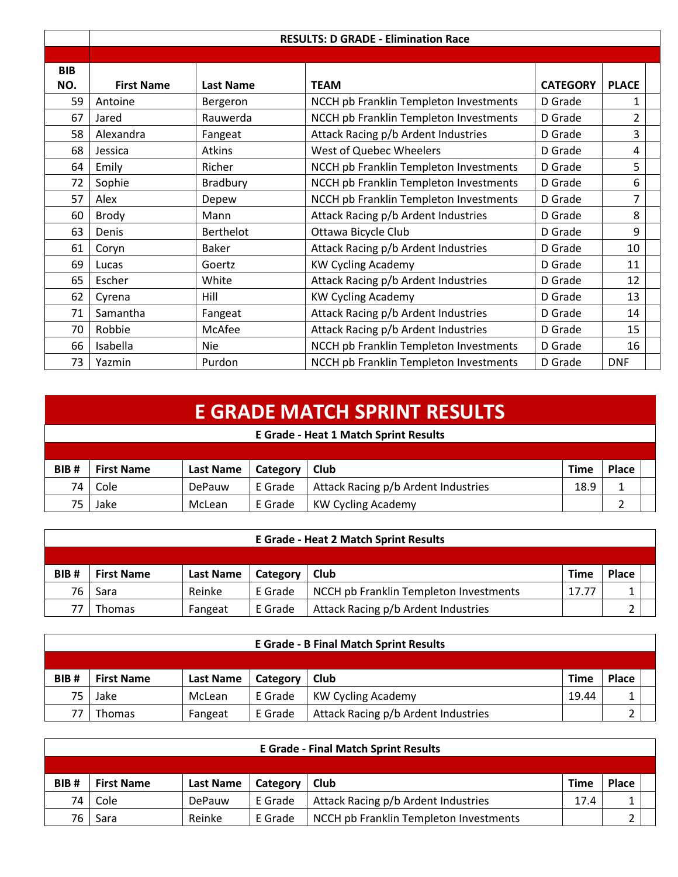| | RESULTS: D GRADE - Elimination Race | | | | |
|---|---|---|---|---|---|
| BIB NO. | First Name | Last Name | TEAM | CATEGORY | PLACE |
| 59 | Antoine | Bergeron | NCCH pb Franklin Templeton Investments | D Grade | 1 |
| 67 | Jared | Rauwerda | NCCH pb Franklin Templeton Investments | D Grade | 2 |
| 58 | Alexandra | Fangeat | Attack Racing p/b Ardent Industries | D Grade | 3 |
| 68 | Jessica | Atkins | West of Quebec Wheelers | D Grade | 4 |
| 64 | Emily | Richer | NCCH pb Franklin Templeton Investments | D Grade | 5 |
| 72 | Sophie | Bradbury | NCCH pb Franklin Templeton Investments | D Grade | 6 |
| 57 | Alex | Depew | NCCH pb Franklin Templeton Investments | D Grade | 7 |
| 60 | Brody | Mann | Attack Racing p/b Ardent Industries | D Grade | 8 |
| 63 | Denis | Berthelot | Ottawa Bicycle Club | D Grade | 9 |
| 61 | Coryn | Baker | Attack Racing p/b Ardent Industries | D Grade | 10 |
| 69 | Lucas | Goertz | KW Cycling Academy | D Grade | 11 |
| 65 | Escher | White | Attack Racing p/b Ardent Industries | D Grade | 12 |
| 62 | Cyrena | Hill | KW Cycling Academy | D Grade | 13 |
| 71 | Samantha | Fangeat | Attack Racing p/b Ardent Industries | D Grade | 14 |
| 70 | Robbie | McAfee | Attack Racing p/b Ardent Industries | D Grade | 15 |
| 66 | Isabella | Nie | NCCH pb Franklin Templeton Investments | D Grade | 16 |
| 73 | Yazmin | Purdon | NCCH pb Franklin Templeton Investments | D Grade | DNF |

# E GRADE MATCH SPRINT RESULTS

**E Grade - Heat 1 Match Sprint Results**

| BIB # | First Name | Last Name | Category | Club | Time | Place |
|---|---|---|---|---|---|---|
| 74 | Cole | DePauw | E Grade | Attack Racing p/b Ardent Industries | 18.9 | 1 |
| 75 | Jake | McLean | E Grade | KW Cycling Academy | | 2 |

**E Grade - Heat 2 Match Sprint Results**

| BIB # | First Name | Last Name | Category | Club | Time | Place |
|---|---|---|---|---|---|---|
| 76 | Sara | Reinke | E Grade | NCCH pb Franklin Templeton Investments | 17.77 | 1 |
| 77 | Thomas | Fangeat | E Grade | Attack Racing p/b Ardent Industries | | 2 |

**E Grade - B Final Match Sprint Results**

| BIB # | First Name | Last Name | Category | Club | Time | Place |
|---|---|---|---|---|---|---|
| 75 | Jake | McLean | E Grade | KW Cycling Academy | 19.44 | 1 |
| 77 | Thomas | Fangeat | E Grade | Attack Racing p/b Ardent Industries | | 2 |

**E Grade - Final Match Sprint Results**

| BIB # | First Name | Last Name | Category | Club | Time | Place |
|---|---|---|---|---|---|---|
| 74 | Cole | DePauw | E Grade | Attack Racing p/b Ardent Industries | 17.4 | 1 |
| 76 | Sara | Reinke | E Grade | NCCH pb Franklin Templeton Investments | | 2 |